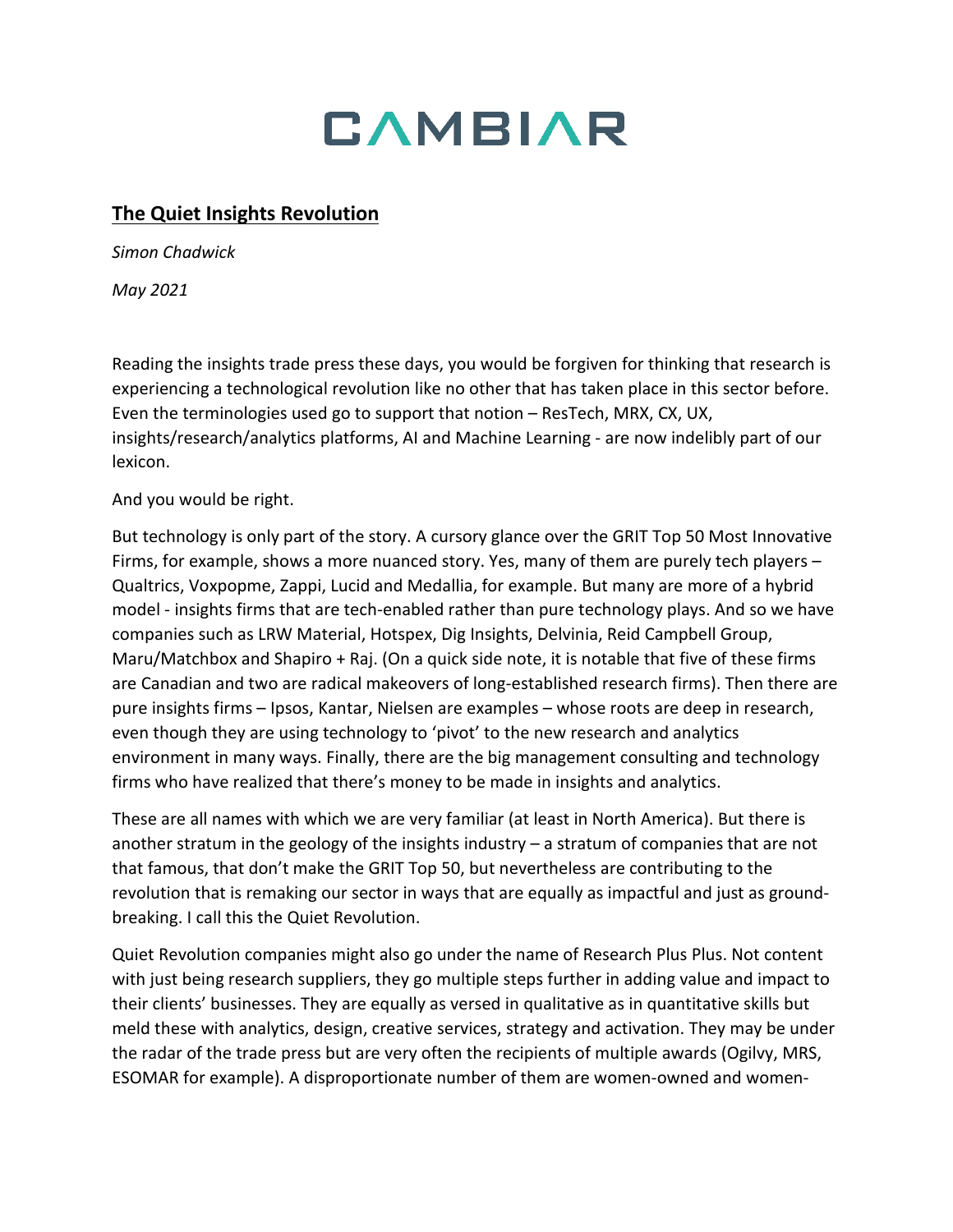# CAMBIAR

## The Quiet Insights Revolution

*Simon Chadwick*

*May 2021*

Reading the insights trade press these days, you would be forgiven for thinking that research is experiencing a technological revolution like no other that has taken place in this sector before. Even the terminologies used go to support that notion – ResTech, MRX, CX, UX, insights/research/analytics platforms, AI and Machine Learning - are now indelibly part of our lexicon.

And you would be right.

But technology is only part of the story. A cursory glance over the GRIT Top 50 Most Innovative Firms, for example, shows a more nuanced story. Yes, many of them are purely tech players – Qualtrics, Voxpopme, Zappi, Lucid and Medallia, for example. But many are more of a hybrid model - insights firms that are tech-enabled rather than pure technology plays. And so we have companies such as LRW Material, Hotspex, Dig Insights, Delvinia, Reid Campbell Group, Maru/Matchbox and Shapiro + Raj. (On a quick side note, it is notable that five of these firms are Canadian and two are radical makeovers of long-established research firms). Then there are pure insights firms – Ipsos, Kantar, Nielsen are examples – whose roots are deep in research, even though they are using technology to 'pivot' to the new research and analytics environment in many ways. Finally, there are the big management consulting and technology firms who have realized that there's money to be made in insights and analytics.

These are all names with which we are very familiar (at least in North America). But there is another stratum in the geology of the insights industry – a stratum of companies that are not that famous, that don't make the GRIT Top 50, but nevertheless are contributing to the revolution that is remaking our sector in ways that are equally as impactful and just as ground-breaking. I call this the Quiet Revolution.

Quiet Revolution companies might also go under the name of Research Plus Plus. Not content with just being research suppliers, they go multiple steps further in adding value and impact to their clients' businesses. They are equally as versed in qualitative as in quantitative skills but meld these with analytics, design, creative services, strategy and activation. They may be under the radar of the trade press but are very often the recipients of multiple awards (Ogilvy, MRS, ESOMAR for example). A disproportionate number of them are women-owned and women-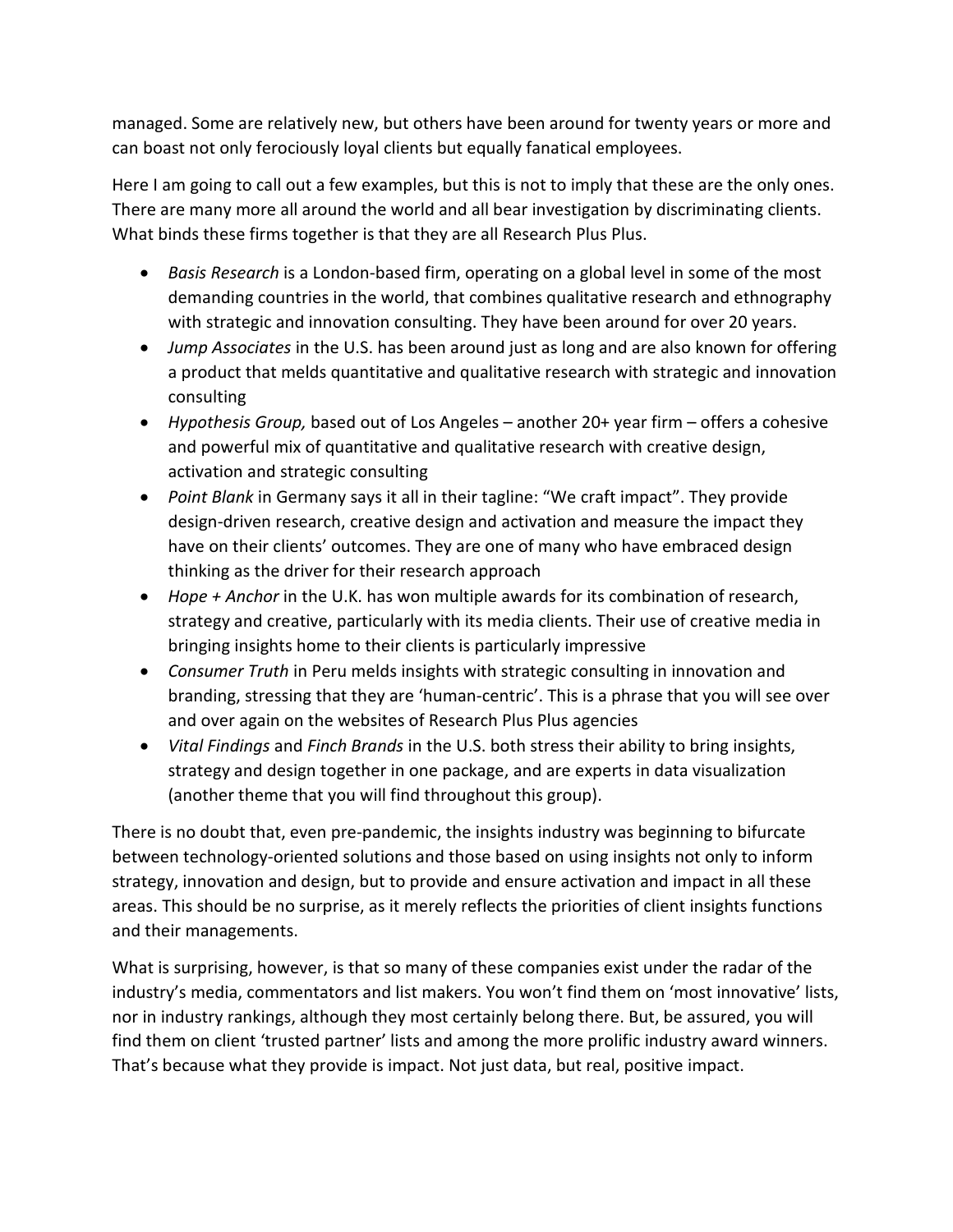managed. Some are relatively new, but others have been around for twenty years or more and can boast not only ferociously loyal clients but equally fanatical employees.

Here I am going to call out a few examples, but this is not to imply that these are the only ones. There are many more all around the world and all bear investigation by discriminating clients. What binds these firms together is that they are all Research Plus Plus.

- *Basis Research* is a London-based firm, operating on a global level in some of the most demanding countries in the world, that combines qualitative research and ethnography with strategic and innovation consulting. They have been around for over 20 years.
- *Jump Associates* in the U.S. has been around just as long and are also known for offering a product that melds quantitative and qualitative research with strategic and innovation consulting
- *Hypothesis Group,* based out of Los Angeles – another 20+ year firm – offers a cohesive and powerful mix of quantitative and qualitative research with creative design, activation and strategic consulting
- *Point Blank* in Germany says it all in their tagline: "We craft impact". They provide design-driven research, creative design and activation and measure the impact they have on their clients' outcomes. They are one of many who have embraced design thinking as the driver for their research approach
- *Hope + Anchor* in the U.K. has won multiple awards for its combination of research, strategy and creative, particularly with its media clients. Their use of creative media in bringing insights home to their clients is particularly impressive
- *Consumer Truth* in Peru melds insights with strategic consulting in innovation and branding, stressing that they are 'human-centric'. This is a phrase that you will see over and over again on the websites of Research Plus Plus agencies
- *Vital Findings* and *Finch Brands* in the U.S. both stress their ability to bring insights, strategy and design together in one package, and are experts in data visualization (another theme that you will find throughout this group).

There is no doubt that, even pre-pandemic, the insights industry was beginning to bifurcate between technology-oriented solutions and those based on using insights not only to inform strategy, innovation and design, but to provide and ensure activation and impact in all these areas. This should be no surprise, as it merely reflects the priorities of client insights functions and their managements.

What is surprising, however, is that so many of these companies exist under the radar of the industry's media, commentators and list makers. You won't find them on 'most innovative' lists, nor in industry rankings, although they most certainly belong there. But, be assured, you will find them on client 'trusted partner' lists and among the more prolific industry award winners. That's because what they provide is impact. Not just data, but real, positive impact.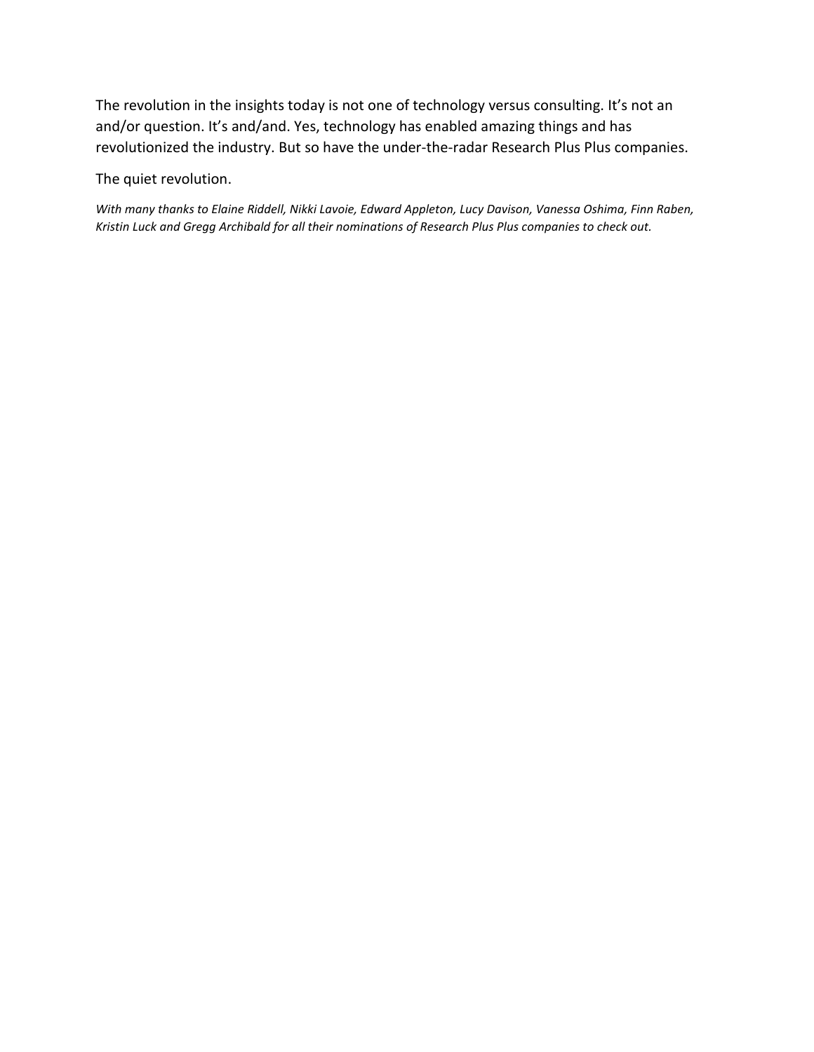The revolution in the insights today is not one of technology versus consulting. It's not an and/or question. It's and/and. Yes, technology has enabled amazing things and has revolutionized the industry. But so have the under-the-radar Research Plus Plus companies.

The quiet revolution.

*With many thanks to Elaine Riddell, Nikki Lavoie, Edward Appleton, Lucy Davison, Vanessa Oshima, Finn Raben, Kristin Luck and Gregg Archibald for all their nominations of Research Plus Plus companies to check out.*